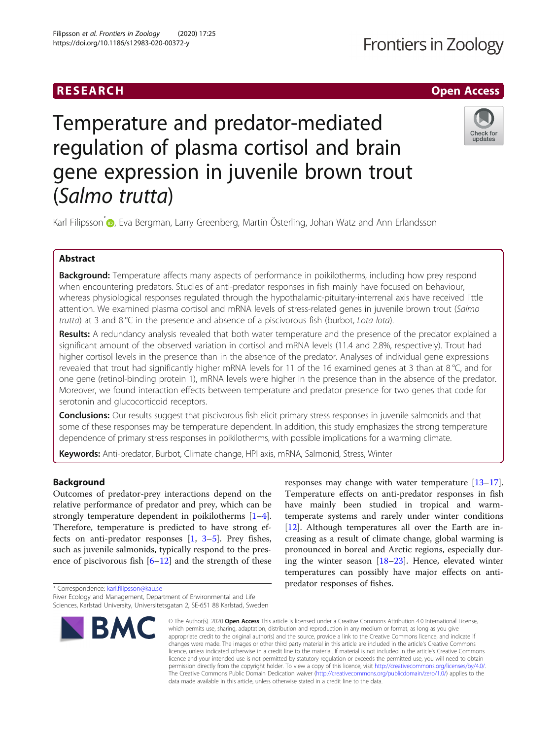RESEARCH Open Access

# Temperature and predator-mediated regulation of plasma cortisol and brain gene expression in juvenile brown trout (*Salmo trutta*)

Karl Filipsson*, Eva Bergman, Larry Greenberg, Martin Österling, Johan Watz and Ann Erlandsson

## Abstract

**Background:** Temperature affects many aspects of performance in poikilotherms, including how prey respond when encountering predators. Studies of anti-predator responses in fish mainly have focused on behaviour, whereas physiological responses regulated through the hypothalamic-pituitary-interrenal axis have received little attention. We examined plasma cortisol and mRNA levels of stress-related genes in juvenile brown trout (*Salmo trutta*) at 3 and 8 °C in the presence and absence of a piscivorous fish (burbot, *Lota lota*).

**Results:** A redundancy analysis revealed that both water temperature and the presence of the predator explained a significant amount of the observed variation in cortisol and mRNA levels (11.4 and 2.8%, respectively). Trout had higher cortisol levels in the presence than in the absence of the predator. Analyses of individual gene expressions revealed that trout had significantly higher mRNA levels for 11 of the 16 examined genes at 3 than at 8 °C, and for one gene (retinol-binding protein 1), mRNA levels were higher in the presence than in the absence of the predator. Moreover, we found interaction effects between temperature and predator presence for two genes that code for serotonin and glucocorticoid receptors.

**Conclusions:** Our results suggest that piscivorous fish elicit primary stress responses in juvenile salmonids and that some of these responses may be temperature dependent. In addition, this study emphasizes the strong temperature dependence of primary stress responses in poikilotherms, with possible implications for a warming climate.

**Keywords:** Anti-predator, Burbot, Climate change, HPI axis, mRNA, Salmonid, Stress, Winter

## Background

Outcomes of predator-prey interactions depend on the relative performance of predator and prey, which can be strongly temperature dependent in poikilotherms [1–4]. Therefore, temperature is predicted to have strong effects on anti-predator responses [1, 3–5]. Prey fishes, such as juvenile salmonids, typically respond to the presence of piscivorous fish [6–12] and the strength of these responses may change with water temperature [13–17]. Temperature effects on anti-predator responses in fish have mainly been studied in tropical and warm-temperate systems and rarely under winter conditions [12]. Although temperatures all over the Earth are increasing as a result of climate change, global warming is pronounced in boreal and Arctic regions, especially during the winter season [18–23]. Hence, elevated winter temperatures can possibly have major effects on anti-predator responses of fishes.

* Correspondence: karl.filipsson@kau.se
River Ecology and Management, Department of Environmental and Life Sciences, Karlstad University, Universitetsgatan 2, SE-651 88 Karlstad, Sweden

© The Author(s). 2020 **Open Access** This article is licensed under a Creative Commons Attribution 4.0 International License, which permits use, sharing, adaptation, distribution and reproduction in any medium or format, as long as you give appropriate credit to the original author(s) and the source, provide a link to the Creative Commons licence, and indicate if changes were made. The images or other third party material in this article are included in the article's Creative Commons licence, unless indicated otherwise in a credit line to the material. If material is not included in the article's Creative Commons licence and your intended use is not permitted by statutory regulation or exceeds the permitted use, you will need to obtain permission directly from the copyright holder. To view a copy of this licence, visit http://creativecommons.org/licenses/by/4.0/. The Creative Commons Public Domain Dedication waiver (http://creativecommons.org/publicdomain/zero/1.0/) applies to the data made available in this article, unless otherwise stated in a credit line to the data.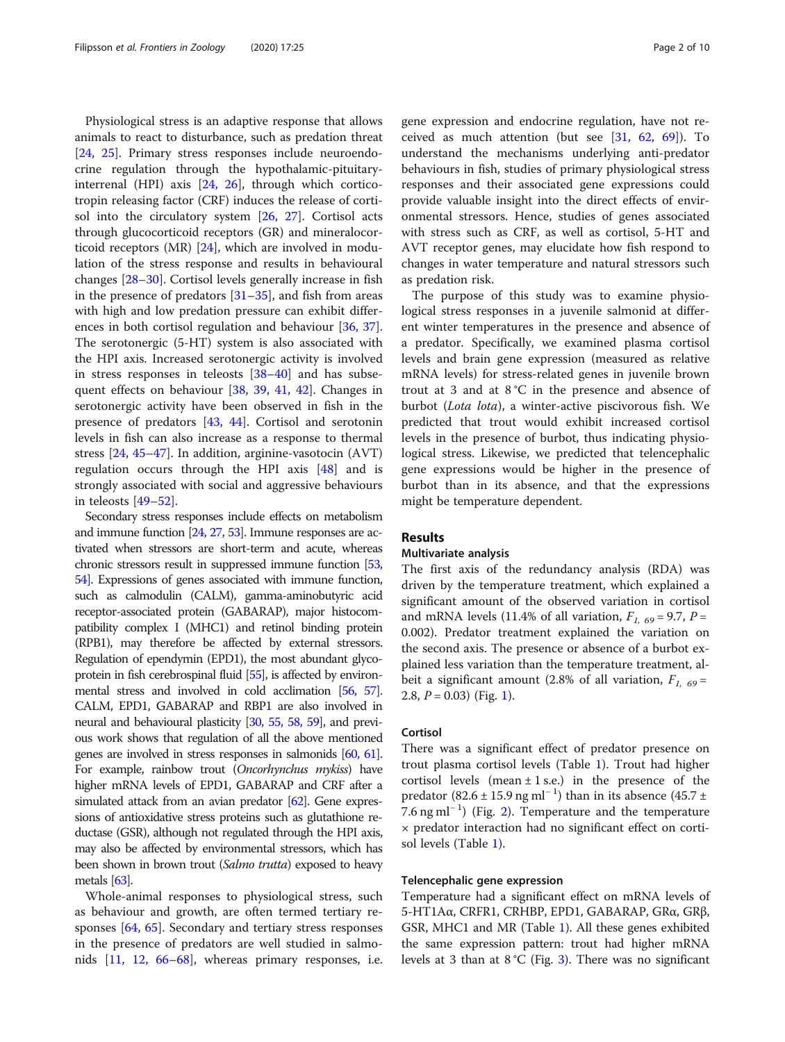Physiological stress is an adaptive response that allows animals to react to disturbance, such as predation threat [24, 25]. Primary stress responses include neuroendocrine regulation through the hypothalamic-pituitary-interrenal (HPI) axis [24, 26], through which corticotropin releasing factor (CRF) induces the release of cortisol into the circulatory system [26, 27]. Cortisol acts through glucocorticoid receptors (GR) and mineralocorticoid receptors (MR) [24], which are involved in modulation of the stress response and results in behavioural changes [28–30]. Cortisol levels generally increase in fish in the presence of predators [31–35], and fish from areas with high and low predation pressure can exhibit differences in both cortisol regulation and behaviour [36, 37]. The serotonergic (5-HT) system is also associated with the HPI axis. Increased serotonergic activity is involved in stress responses in teleosts [38–40] and has subsequent effects on behaviour [38, 39, 41, 42]. Changes in serotonergic activity have been observed in fish in the presence of predators [43, 44]. Cortisol and serotonin levels in fish can also increase as a response to thermal stress [24, 45–47]. In addition, arginine-vasotocin (AVT) regulation occurs through the HPI axis [48] and is strongly associated with social and aggressive behaviours in teleosts [49–52].

Secondary stress responses include effects on metabolism and immune function [24, 27, 53]. Immune responses are activated when stressors are short-term and acute, whereas chronic stressors result in suppressed immune function [53, 54]. Expressions of genes associated with immune function, such as calmodulin (CALM), gamma-aminobutyric acid receptor-associated protein (GABARAP), major histocompatibility complex I (MHC1) and retinol binding protein (RPB1), may therefore be affected by external stressors. Regulation of ependymin (EPD1), the most abundant glycoprotein in fish cerebrospinal fluid [55], is affected by environmental stress and involved in cold acclimation [56, 57]. CALM, EPD1, GABARAP and RBP1 are also involved in neural and behavioural plasticity [30, 55, 58, 59], and previous work shows that regulation of all the above mentioned genes are involved in stress responses in salmonids [60, 61]. For example, rainbow trout (*Oncorhynchus mykiss*) have higher mRNA levels of EPD1, GABARAP and CRF after a simulated attack from an avian predator [62]. Gene expressions of antioxidative stress proteins such as glutathione reductase (GSR), although not regulated through the HPI axis, may also be affected by environmental stressors, which has been shown in brown trout (*Salmo trutta*) exposed to heavy metals [63].

Whole-animal responses to physiological stress, such as behaviour and growth, are often termed tertiary responses [64, 65]. Secondary and tertiary stress responses in the presence of predators are well studied in salmonids [11, 12, 66–68], whereas primary responses, i.e. gene expression and endocrine regulation, have not received as much attention (but see [31, 62, 69]). To understand the mechanisms underlying anti-predator behaviours in fish, studies of primary physiological stress responses and their associated gene expressions could provide valuable insight into the direct effects of environmental stressors. Hence, studies of genes associated with stress such as CRF, as well as cortisol, 5-HT and AVT receptor genes, may elucidate how fish respond to changes in water temperature and natural stressors such as predation risk.

The purpose of this study was to examine physiological stress responses in a juvenile salmonid at different winter temperatures in the presence and absence of a predator. Specifically, we examined plasma cortisol levels and brain gene expression (measured as relative mRNA levels) for stress-related genes in juvenile brown trout at 3 and at 8 °C in the presence and absence of burbot (*Lota lota*), a winter-active piscivorous fish. We predicted that trout would exhibit increased cortisol levels in the presence of burbot, thus indicating physiological stress. Likewise, we predicted that telencephalic gene expressions would be higher in the presence of burbot than in its absence, and that the expressions might be temperature dependent.

## Results

### Multivariate analysis

The first axis of the redundancy analysis (RDA) was driven by the temperature treatment, which explained a significant amount of the observed variation in cortisol and mRNA levels (11.4% of all variation, $F_{1,\ 69} = 9.7$, $P = 0.002$). Predator treatment explained the variation on the second axis. The presence or absence of a burbot explained less variation than the temperature treatment, albeit a significant amount (2.8% of all variation, $F_{1,\ 69} = 2.8$, $P = 0.03$) (Fig. 1).

### Cortisol

There was a significant effect of predator presence on trout plasma cortisol levels (Table 1). Trout had higher cortisol levels (mean ± 1 s.e.) in the presence of the predator ($82.6 \pm 15.9$ ng ml$^{-1}$) than in its absence ($45.7 \pm 7.6$ ng ml$^{-1}$) (Fig. 2). Temperature and the temperature × predator interaction had no significant effect on cortisol levels (Table 1).

### Telencephalic gene expression

Temperature had a significant effect on mRNA levels of 5-HT1Aα, CRFR1, CRHBP, EPD1, GABARAP, GRα, GRβ, GSR, MHC1 and MR (Table 1). All these genes exhibited the same expression pattern: trout had higher mRNA levels at 3 than at 8 °C (Fig. 3). There was no significant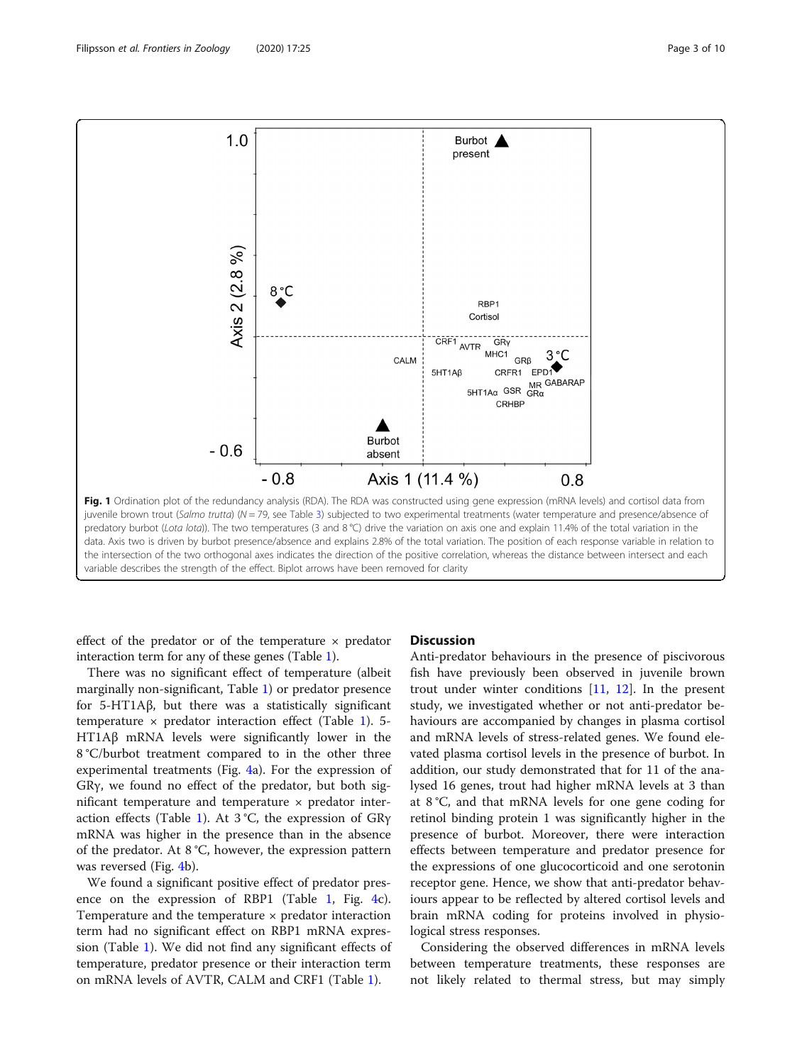**Fig. 1** Ordination plot of the redundancy analysis (RDA). The RDA was constructed using gene expression (mRNA levels) and cortisol data from juvenile brown trout (*Salmo trutta*) ($N = 79$, see Table 3) subjected to two experimental treatments (water temperature and presence/absence of predatory burbot (*Lota lota*)). The two temperatures (3 and 8 °C) drive the variation on axis one and explain 11.4% of the total variation in the data. Axis two is driven by burbot presence/absence and explains 2.8% of the total variation. The position of each response variable in relation to the intersection of the two orthogonal axes indicates the direction of the positive correlation, whereas the distance between intersect and each variable describes the strength of the effect. Biplot arrows have been removed for clarity

effect of the predator or of the temperature × predator interaction term for any of these genes (Table 1).

There was no significant effect of temperature (albeit marginally non-significant, Table 1) or predator presence for 5-HT1Aβ, but there was a statistically significant temperature × predator interaction effect (Table 1). 5-HT1Aβ mRNA levels were significantly lower in the 8 °C/burbot treatment compared to in the other three experimental treatments (Fig. 4a). For the expression of GRγ, we found no effect of the predator, but both significant temperature and temperature × predator interaction effects (Table 1). At 3 °C, the expression of GRγ mRNA was higher in the presence than in the absence of the predator. At 8 °C, however, the expression pattern was reversed (Fig. 4b).

We found a significant positive effect of predator presence on the expression of RBP1 (Table 1, Fig. 4c). Temperature and the temperature × predator interaction term had no significant effect on RBP1 mRNA expression (Table 1). We did not find any significant effects of temperature, predator presence or their interaction term on mRNA levels of AVTR, CALM and CRF1 (Table 1).

## Discussion

Anti-predator behaviours in the presence of piscivorous fish have previously been observed in juvenile brown trout under winter conditions [11, 12]. In the present study, we investigated whether or not anti-predator behaviours are accompanied by changes in plasma cortisol and mRNA levels of stress-related genes. We found elevated plasma cortisol levels in the presence of burbot. In addition, our study demonstrated that for 11 of the analysed 16 genes, trout had higher mRNA levels at 3 than at 8 °C, and that mRNA levels for one gene coding for retinol binding protein 1 was significantly higher in the presence of burbot. Moreover, there were interaction effects between temperature and predator presence for the expressions of one glucocorticoid and one serotonin receptor gene. Hence, we show that anti-predator behaviours appear to be reflected by altered cortisol levels and brain mRNA coding for proteins involved in physiological stress responses.

Considering the observed differences in mRNA levels between temperature treatments, these responses are not likely related to thermal stress, but may simply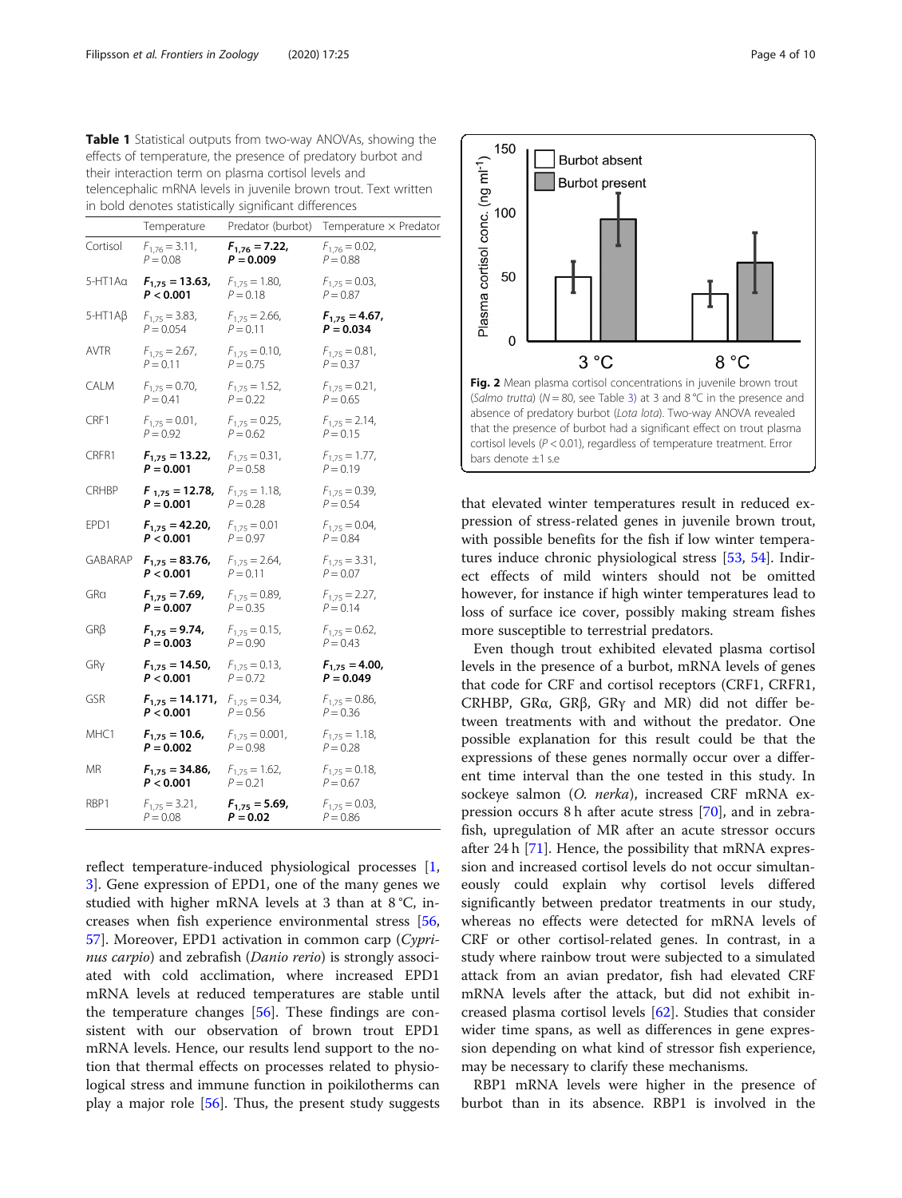**Table 1** Statistical outputs from two-way ANOVAs, showing the effects of temperature, the presence of predatory burbot and their interaction term on plasma cortisol levels and telencephalic mRNA levels in juvenile brown trout. Text written in bold denotes statistically significant differences

| | Temperature | Predator (burbot) | Temperature × Predator |
|---|---|---|---|
| Cortisol | $F_{1,76} = 3.11$, $P = 0.08$ | $\mathbf{F_{1,76} = 7.22}$, $\mathbf{P = 0.009}$ | $F_{1,76} = 0.02$, $P = 0.88$ |
| 5-HT1Aα | $\mathbf{F_{1,75} = 13.63}$, $\mathbf{P < 0.001}$ | $F_{1,75} = 1.80$, $P = 0.18$ | $F_{1,75} = 0.03$, $P = 0.87$ |
| 5-HT1Aβ | $F_{1,75} = 3.83$, $P = 0.054$ | $F_{1,75} = 2.66$, $P = 0.11$ | $\mathbf{F_{1,75} = 4.67}$, $\mathbf{P = 0.034}$ |
| AVTR | $F_{1,75} = 2.67$, $P = 0.11$ | $F_{1,75} = 0.10$, $P = 0.75$ | $F_{1,75} = 0.81$, $P = 0.37$ |
| CALM | $F_{1,75} = 0.70$, $P = 0.41$ | $F_{1,75} = 1.52$, $P = 0.22$ | $F_{1,75} = 0.21$, $P = 0.65$ |
| CRF1 | $F_{1,75} = 0.01$, $P = 0.92$ | $F_{1,75} = 0.25$, $P = 0.62$ | $F_{1,75} = 2.14$, $P = 0.15$ |
| CRFR1 | $\mathbf{F_{1,75} = 13.22}$, $\mathbf{P = 0.001}$ | $F_{1,75} = 0.31$, $P = 0.58$ | $F_{1,75} = 1.77$, $P = 0.19$ |
| CRHBP | $\mathbf{F_{1,75} = 12.78}$, $\mathbf{P = 0.001}$ | $F_{1,75} = 1.18$, $P = 0.28$ | $F_{1,75} = 0.39$, $P = 0.54$ |
| EPD1 | $\mathbf{F_{1,75} = 42.20}$, $\mathbf{P < 0.001}$ | $F_{1,75} = 0.01$ $P = 0.97$ | $F_{1,75} = 0.04$, $P = 0.84$ |
| GABARAP | $\mathbf{F_{1,75} = 83.76}$, $\mathbf{P < 0.001}$ | $F_{1,75} = 2.64$, $P = 0.11$ | $F_{1,75} = 3.31$, $P = 0.07$ |
| GRα | $\mathbf{F_{1,75} = 7.69}$, $\mathbf{P = 0.007}$ | $F_{1,75} = 0.89$, $P = 0.35$ | $F_{1,75} = 2.27$, $P = 0.14$ |
| GRβ | $\mathbf{F_{1,75} = 9.74}$, $\mathbf{P = 0.003}$ | $F_{1,75} = 0.15$, $P = 0.90$ | $F_{1,75} = 0.62$, $P = 0.43$ |
| GRγ | $\mathbf{F_{1,75} = 14.50}$, $\mathbf{P < 0.001}$ | $F_{1,75} = 0.13$, $P = 0.72$ | $\mathbf{F_{1,75} = 4.00}$, $\mathbf{P = 0.049}$ |
| GSR | $\mathbf{F_{1,75} = 14.171}$, $\mathbf{P < 0.001}$ | $F_{1,75} = 0.34$, $P = 0.56$ | $F_{1,75} = 0.86$, $P = 0.36$ |
| MHC1 | $\mathbf{F_{1,75} = 10.6}$, $\mathbf{P = 0.002}$ | $F_{1,75} = 0.001$, $P = 0.98$ | $F_{1,75} = 1.18$, $P = 0.28$ |
| MR | $\mathbf{F_{1,75} = 34.86}$, $\mathbf{P < 0.001}$ | $F_{1,75} = 1.62$, $P = 0.21$ | $F_{1,75} = 0.18$, $P = 0.67$ |
| RBP1 | $F_{1,75} = 3.21$, $P = 0.08$ | $\mathbf{F_{1,75} = 5.69}$, $\mathbf{P = 0.02}$ | $F_{1,75} = 0.03$, $P = 0.86$ |

reflect temperature-induced physiological processes [1, 3]. Gene expression of EPD1, one of the many genes we studied with higher mRNA levels at 3 than at 8 °C, increases when fish experience environmental stress [56, 57]. Moreover, EPD1 activation in common carp (*Cyprinus carpio*) and zebrafish (*Danio rerio*) is strongly associated with cold acclimation, where increased EPD1 mRNA levels at reduced temperatures are stable until the temperature changes [56]. These findings are consistent with our observation of brown trout EPD1 mRNA levels. Hence, our results lend support to the notion that thermal effects on processes related to physiological stress and immune function in poikilotherms can play a major role [56]. Thus, the present study suggests that elevated winter temperatures result in reduced expression of stress-related genes in juvenile brown trout, with possible benefits for the fish if low winter temperatures induce chronic physiological stress [53, 54]. Indirect effects of mild winters should not be omitted however, for instance if high winter temperatures lead to loss of surface ice cover, possibly making stream fishes more susceptible to terrestrial predators.

**Fig. 2** Mean plasma cortisol concentrations in juvenile brown trout (*Salmo trutta*) ($N = 80$, see Table 3) at 3 and 8 °C in the presence and absence of predatory burbot (*Lota lota*). Two-way ANOVA revealed that the presence of burbot had a significant effect on trout plasma cortisol levels ($P < 0.01$), regardless of temperature treatment. Error bars denote ±1 s.e

Even though trout exhibited elevated plasma cortisol levels in the presence of a burbot, mRNA levels of genes that code for CRF and cortisol receptors (CRF1, CRFR1, CRHBP, GRα, GRβ, GRγ and MR) did not differ between treatments with and without the predator. One possible explanation for this result could be that the expressions of these genes normally occur over a different time interval than the one tested in this study. In sockeye salmon (*O. nerka*), increased CRF mRNA expression occurs 8 h after acute stress [70], and in zebrafish, upregulation of MR after an acute stressor occurs after 24 h [71]. Hence, the possibility that mRNA expression and increased cortisol levels do not occur simultaneously could explain why cortisol levels differed significantly between predator treatments in our study, whereas no effects were detected for mRNA levels of CRF or other cortisol-related genes. In contrast, in a study where rainbow trout were subjected to a simulated attack from an avian predator, fish had elevated CRF mRNA levels after the attack, but did not exhibit increased plasma cortisol levels [62]. Studies that consider wider time spans, as well as differences in gene expression depending on what kind of stressor fish experience, may be necessary to clarify these mechanisms.

RBP1 mRNA levels were higher in the presence of burbot than in its absence. RBP1 is involved in the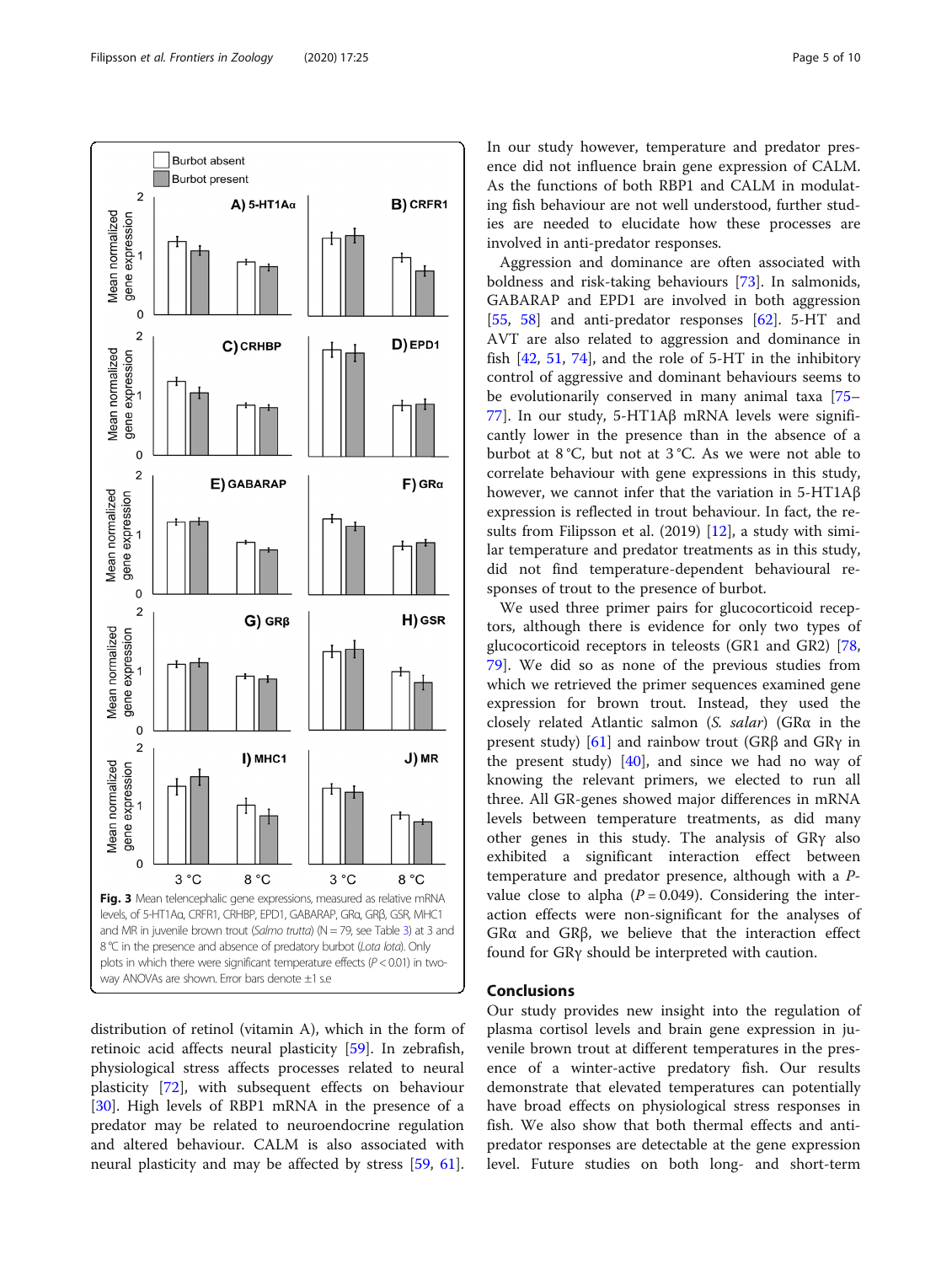Fig. 3 Mean telencephalic gene expressions, measured as relative mRNA levels, of 5-HT1Aα, CRFR1, CRHBP, EPD1, GABARAP, GRα, GRβ, GSR, MHC1 and MR in juvenile brown trout (*Salmo trutta*) (N = 79, see Table 3) at 3 and 8 °C in the presence and absence of predatory burbot (*Lota lota*). Only plots in which there were significant temperature effects ($P < 0.01$) in two-way ANOVAs are shown. Error bars denote ±1 s.e

distribution of retinol (vitamin A), which in the form of retinoic acid affects neural plasticity [59]. In zebrafish, physiological stress affects processes related to neural plasticity [72], with subsequent effects on behaviour [30]. High levels of RBP1 mRNA in the presence of a predator may be related to neuroendocrine regulation and altered behaviour. CALM is also associated with neural plasticity and may be affected by stress [59, 61]. In our study however, temperature and predator presence did not influence brain gene expression of CALM. As the functions of both RBP1 and CALM in modulating fish behaviour are not well understood, further studies are needed to elucidate how these processes are involved in anti-predator responses.

Aggression and dominance are often associated with boldness and risk-taking behaviours [73]. In salmonids, GABARAP and EPD1 are involved in both aggression [55, 58] and anti-predator responses [62]. 5-HT and AVT are also related to aggression and dominance in fish [42, 51, 74], and the role of 5-HT in the inhibitory control of aggressive and dominant behaviours seems to be evolutionarily conserved in many animal taxa [75–77]. In our study, 5-HT1Aβ mRNA levels were significantly lower in the presence than in the absence of a burbot at 8 °C, but not at 3 °C. As we were not able to correlate behaviour with gene expressions in this study, however, we cannot infer that the variation in 5-HT1Aβ expression is reflected in trout behaviour. In fact, the results from Filipsson et al. (2019) [12], a study with similar temperature and predator treatments as in this study, did not find temperature-dependent behavioural responses of trout to the presence of burbot.

We used three primer pairs for glucocorticoid receptors, although there is evidence for only two types of glucocorticoid receptors in teleosts (GR1 and GR2) [78, 79]. We did so as none of the previous studies from which we retrieved the primer sequences examined gene expression for brown trout. Instead, they used the closely related Atlantic salmon (*S. salar*) (GRα in the present study) [61] and rainbow trout (GRβ and GRγ in the present study) [40], and since we had no way of knowing the relevant primers, we elected to run all three. All GR-genes showed major differences in mRNA levels between temperature treatments, as did many other genes in this study. The analysis of GRγ also exhibited a significant interaction effect between temperature and predator presence, although with a $P$-value close to alpha ($P = 0.049$). Considering the interaction effects were non-significant for the analyses of GRα and GRβ, we believe that the interaction effect found for GRγ should be interpreted with caution.

## Conclusions

Our study provides new insight into the regulation of plasma cortisol levels and brain gene expression in juvenile brown trout at different temperatures in the presence of a winter-active predatory fish. Our results demonstrate that elevated temperatures can potentially have broad effects on physiological stress responses in fish. We also show that both thermal effects and anti-predator responses are detectable at the gene expression level. Future studies on both long- and short-term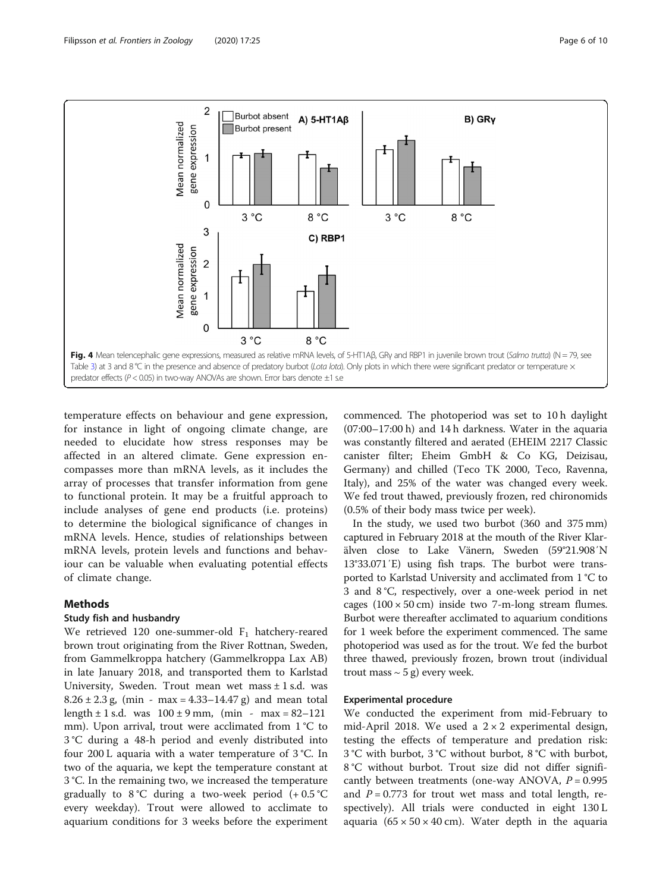Fig. 4 Mean telencephalic gene expressions, measured as relative mRNA levels, of 5-HT1Aβ, GRγ and RBP1 in juvenile brown trout (*Salmo trutta*) (N = 79, see Table 3) at 3 and 8 °C in the presence and absence of predatory burbot (*Lota lota*). Only plots in which there were significant predator or temperature × predator effects ($P < 0.05$) in two-way ANOVAs are shown. Error bars denote ±1 s.e

temperature effects on behaviour and gene expression, for instance in light of ongoing climate change, are needed to elucidate how stress responses may be affected in an altered climate. Gene expression encompasses more than mRNA levels, as it includes the array of processes that transfer information from gene to functional protein. It may be a fruitful approach to include analyses of gene end products (i.e. proteins) to determine the biological significance of changes in mRNA levels. Hence, studies of relationships between mRNA levels, protein levels and functions and behaviour can be valuable when evaluating potential effects of climate change.

## Methods

### Study fish and husbandry

We retrieved 120 one-summer-old $F_1$ hatchery-reared brown trout originating from the River Rottnan, Sweden, from Gammelkroppa hatchery (Gammelkroppa Lax AB) in late January 2018, and transported them to Karlstad University, Sweden. Trout mean wet mass ± 1 s.d. was 8.26 ± 2.3 g, (min - max = 4.33–14.47 g) and mean total length ± 1 s.d. was 100 ± 9 mm, (min - max = 82–121 mm). Upon arrival, trout were acclimated from 1 °C to 3 °C during a 48-h period and evenly distributed into four 200 L aquaria with a water temperature of 3 °C. In two of the aquaria, we kept the temperature constant at 3 °C. In the remaining two, we increased the temperature gradually to 8 °C during a two-week period (+ 0.5 °C every weekday). Trout were allowed to acclimate to aquarium conditions for 3 weeks before the experiment commenced. The photoperiod was set to 10 h daylight (07:00–17:00 h) and 14 h darkness. Water in the aquaria was constantly filtered and aerated (EHEIM 2217 Classic canister filter; Eheim GmbH & Co KG, Deizisau, Germany) and chilled (Teco TK 2000, Teco, Ravenna, Italy), and 25% of the water was changed every week. We fed trout thawed, previously frozen, red chironomids (0.5% of their body mass twice per week).

In the study, we used two burbot (360 and 375 mm) captured in February 2018 at the mouth of the River Klarälven close to Lake Vänern, Sweden (59°21.908′N 13°33.071′E) using fish traps. The burbot were transported to Karlstad University and acclimated from 1 °C to 3 and 8 °C, respectively, over a one-week period in net cages (100 × 50 cm) inside two 7-m-long stream flumes. Burbot were thereafter acclimated to aquarium conditions for 1 week before the experiment commenced. The same photoperiod was used as for the trout. We fed the burbot three thawed, previously frozen, brown trout (individual trout mass ~ 5 g) every week.

### Experimental procedure

We conducted the experiment from mid-February to mid-April 2018. We used a 2 × 2 experimental design, testing the effects of temperature and predation risk: 3 °C with burbot, 3 °C without burbot, 8 °C with burbot, 8 °C without burbot. Trout size did not differ significantly between treatments (one-way ANOVA, $P = 0.995$ and $P = 0.773$ for trout wet mass and total length, respectively). All trials were conducted in eight 130 L aquaria (65 × 50 × 40 cm). Water depth in the aquaria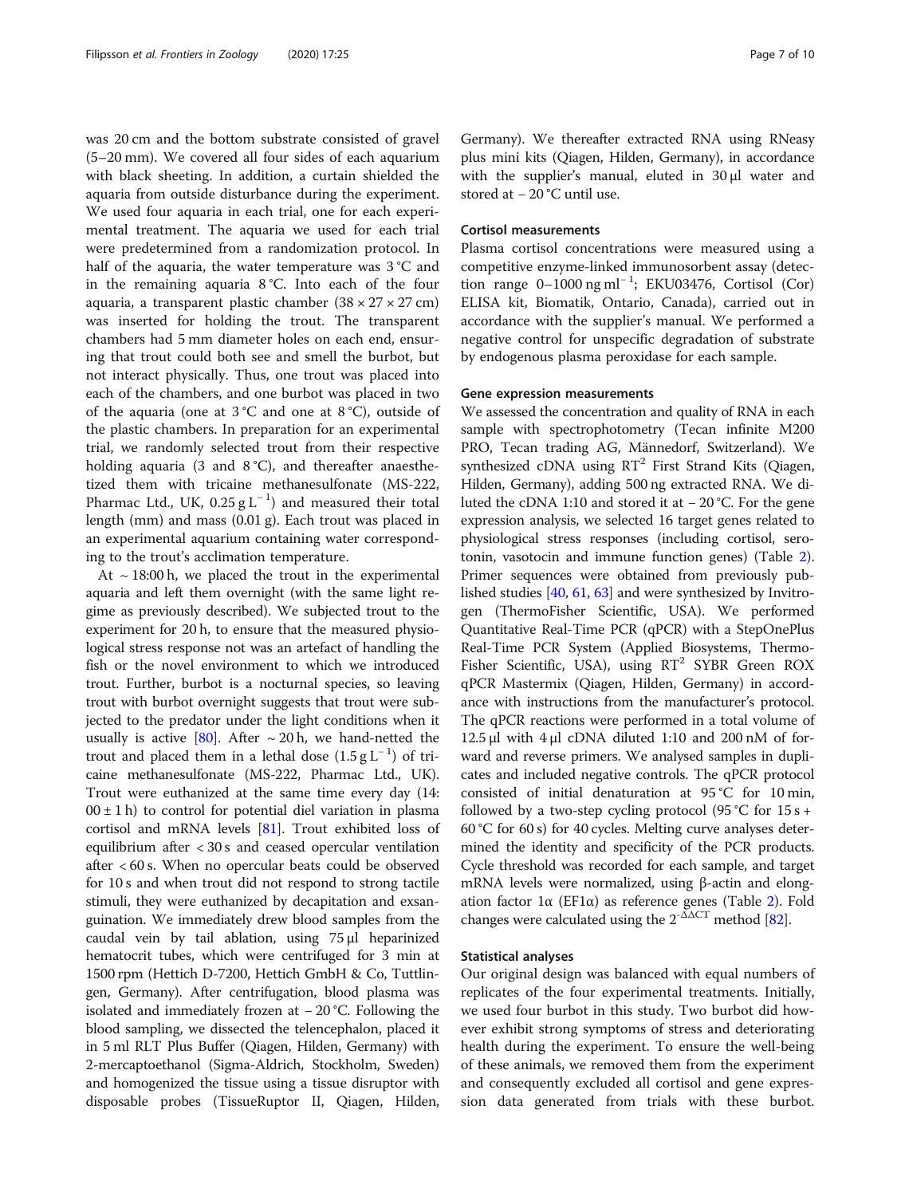was 20 cm and the bottom substrate consisted of gravel (5–20 mm). We covered all four sides of each aquarium with black sheeting. In addition, a curtain shielded the aquaria from outside disturbance during the experiment. We used four aquaria in each trial, one for each experimental treatment. The aquaria we used for each trial were predetermined from a randomization protocol. In half of the aquaria, the water temperature was 3 °C and in the remaining aquaria 8 °C. Into each of the four aquaria, a transparent plastic chamber (38 × 27 × 27 cm) was inserted for holding the trout. The transparent chambers had 5 mm diameter holes on each end, ensuring that trout could both see and smell the burbot, but not interact physically. Thus, one trout was placed into each of the chambers, and one burbot was placed in two of the aquaria (one at 3 °C and one at 8 °C), outside of the plastic chambers. In preparation for an experimental trial, we randomly selected trout from their respective holding aquaria (3 and 8 °C), and thereafter anaesthetized them with tricaine methanesulfonate (MS-222, Pharmac Ltd., UK, 0.25 g $L^{-1}$) and measured their total length (mm) and mass (0.01 g). Each trout was placed in an experimental aquarium containing water corresponding to the trout's acclimation temperature.

At ~ 18:00 h, we placed the trout in the experimental aquaria and left them overnight (with the same light regime as previously described). We subjected trout to the experiment for 20 h, to ensure that the measured physiological stress response not was an artefact of handling the fish or the novel environment to which we introduced trout. Further, burbot is a nocturnal species, so leaving trout with burbot overnight suggests that trout were subjected to the predator under the light conditions when it usually is active [80]. After ~ 20 h, we hand-netted the trout and placed them in a lethal dose (1.5 g $L^{-1}$) of tricaine methanesulfonate (MS-222, Pharmac Ltd., UK). Trout were euthanized at the same time every day (14:00 ± 1 h) to control for potential diel variation in plasma cortisol and mRNA levels [81]. Trout exhibited loss of equilibrium after < 30 s and ceased opercular ventilation after < 60 s. When no opercular beats could be observed for 10 s and when trout did not respond to strong tactile stimuli, they were euthanized by decapitation and exsanguination. We immediately drew blood samples from the caudal vein by tail ablation, using 75 μl heparinized hematocrit tubes, which were centrifuged for 3 min at 1500 rpm (Hettich D-7200, Hettich GmbH & Co, Tuttlingen, Germany). After centrifugation, blood plasma was isolated and immediately frozen at − 20 °C. Following the blood sampling, we dissected the telencephalon, placed it in 5 ml RLT Plus Buffer (Qiagen, Hilden, Germany) with 2-mercaptoethanol (Sigma-Aldrich, Stockholm, Sweden) and homogenized the tissue using a tissue disruptor with disposable probes (TissueRuptor II, Qiagen, Hilden, Germany). We thereafter extracted RNA using RNeasy plus mini kits (Qiagen, Hilden, Germany), in accordance with the supplier's manual, eluted in 30 μl water and stored at − 20 °C until use.

### Cortisol measurements

Plasma cortisol concentrations were measured using a competitive enzyme-linked immunosorbent assay (detection range 0–1000 ng $ml^{-1}$; EKU03476, Cortisol (Cor) ELISA kit, Biomatik, Ontario, Canada), carried out in accordance with the supplier's manual. We performed a negative control for unspecific degradation of substrate by endogenous plasma peroxidase for each sample.

### Gene expression measurements

We assessed the concentration and quality of RNA in each sample with spectrophotometry (Tecan infinite M200 PRO, Tecan trading AG, Männedorf, Switzerland). We synthesized cDNA using $RT^2$ First Strand Kits (Qiagen, Hilden, Germany), adding 500 ng extracted RNA. We diluted the cDNA 1:10 and stored it at − 20 °C. For the gene expression analysis, we selected 16 target genes related to physiological stress responses (including cortisol, serotonin, vasotocin and immune function genes) (Table 2). Primer sequences were obtained from previously published studies [40, 61, 63] and were synthesized by Invitrogen (ThermoFisher Scientific, USA). We performed Quantitative Real-Time PCR (qPCR) with a StepOnePlus Real-Time PCR System (Applied Biosystems, ThermoFisher Scientific, USA), using $RT^2$ SYBR Green ROX qPCR Mastermix (Qiagen, Hilden, Germany) in accordance with instructions from the manufacturer's protocol. The qPCR reactions were performed in a total volume of 12.5 μl with 4 μl cDNA diluted 1:10 and 200 nM of forward and reverse primers. We analysed samples in duplicates and included negative controls. The qPCR protocol consisted of initial denaturation at 95 °C for 10 min, followed by a two-step cycling protocol (95 °C for 15 s + 60 °C for 60 s) for 40 cycles. Melting curve analyses determined the identity and specificity of the PCR products. Cycle threshold was recorded for each sample, and target mRNA levels were normalized, using β-actin and elongation factor 1α (EF1α) as reference genes (Table 2). Fold changes were calculated using the $2^{-\Delta\Delta CT}$ method [82].

### Statistical analyses

Our original design was balanced with equal numbers of replicates of the four experimental treatments. Initially, we used four burbot in this study. Two burbot did however exhibit strong symptoms of stress and deteriorating health during the experiment. To ensure the well-being of these animals, we removed them from the experiment and consequently excluded all cortisol and gene expression data generated from trials with these burbot.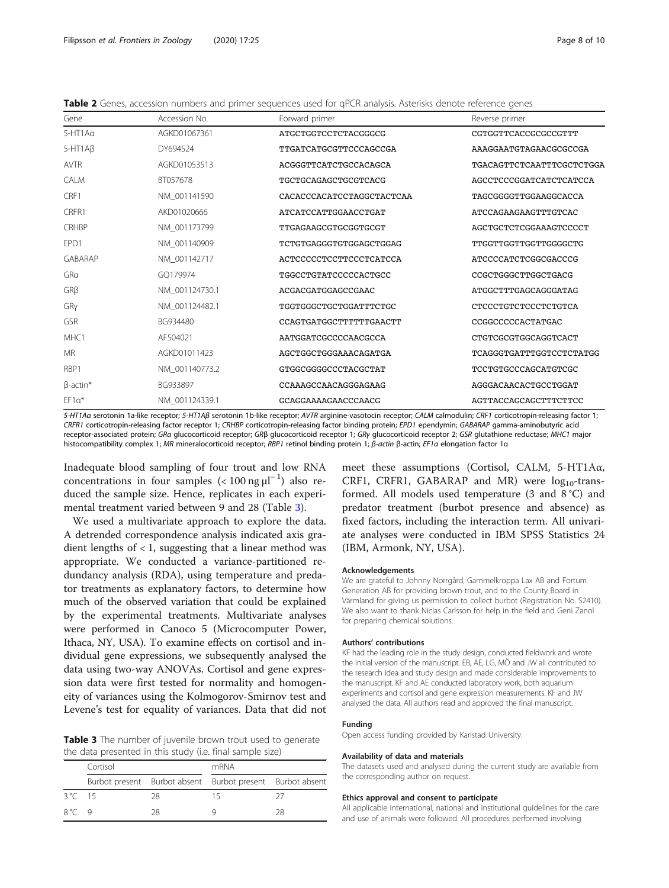**Table 2** Genes, accession numbers and primer sequences used for qPCR analysis. Asterisks denote reference genes

| Gene | Accession No. | Forward primer | Reverse primer |
|---|---|---|---|
| 5-HT1Aα | AGKD01067361 | ATGCTGGTCCTCTACGGGCG | CGTGGTTCACCGCGCCGTTT |
| 5-HT1Aβ | DY694524 | TTGATCATGCGTTCCCAGCCGA | AAAGGAATGTAGAACGCGCCGA |
| AVTR | AGKD01053513 | ACGGGTTCATCTGCCACAGCA | TGACAGTTCTCAATTTCGCTCTGGA |
| CALM | BT057678 | TGCTGCAGAGCTGCGTCACG | AGCCTCCCGGATCATCTCATCCA |
| CRF1 | NM_001141590 | CACACCCACATCCTAGGCTACTCAA | TAGCGGGGTTGGAAGGCACCA |
| CRFR1 | AKD01020666 | ATCATCCATTGGAACCTGAT | ATCCAGAAGAAGTTTGTCAC |
| CRHBP | NM_001173799 | TTGAGAAGCGTGCGGTGCGT | AGCTGCTCTCGGAAAGTCCCCT |
| EPD1 | NM_001140909 | TCTGTGAGGGTGTGGAGCTGGAG | TTGGTTGGTTGGTTGGGGCTG |
| GABARAP | NM_001142717 | ACTCCCCCTCCTTCCCTCATCCA | ATCCCCATCTCGGCGACCCG |
| GRα | GQ179974 | TGGCCTGTATCCCCCACTGCC | CCGCTGGGCTTGGCTGACG |
| GRβ | NM_001124730.1 | ACGACGATGGAGCCGAAC | ATGGCTTTGAGCAGGGATAG |
| GRγ | NM_001124482.1 | TGGTGGGCTGCTGGATTTCTGC | CTCCCTGTCTCCCTCTGTCA |
| GSR | BG934480 | CCAGTGATGGCTTTTTTGAACTT | CCGGCCCCCACTATGAC |
| MHC1 | AF504021 | AATGGATCGCCCCAACGCCA | CTGTCGCGTGGCAGGTCACT |
| MR | AGKD01011423 | AGCTGGCTGGGAAACAGATGA | TCAGGGTGATTTGGTCCTCTATGG |
| RBP1 | NM_001140773.2 | GTGGCGGGGCCCTACGCTAT | TCCTGTGCCCAGCATGTCGC |
| β-actin* | BG933897 | CCAAAGCCAACAGGGAGAAG | AGGGACAACACTGCCTGGAT |
| EF1α* | NM_001124339.1 | GCAGGAAAAGAACCCAACG | AGTTACCAGCAGCTTTCTTCC |

*5-HT1Aα* serotonin 1a-like receptor; *5-HT1Aβ* serotonin 1b-like receptor; *AVTR* arginine-vasotocin receptor; *CALM* calmodulin; *CRF1* corticotropin-releasing factor 1; *CRFR1* corticotropin-releasing factor receptor 1; *CRHBP* corticotropin-releasing factor binding protein; *EPD1* ependymin; *GABARAP* gamma-aminobutyric acid receptor-associated protein; *GRα* glucocorticoid receptor; *GRβ* glucocorticoid receptor 1; *GRγ* glucocorticoid receptor 2; *GSR* glutathione reductase; *MHC1* major histocompatibility complex 1; *MR* mineralocorticoid receptor; *RBP1* retinol binding protein 1; *β-actin* β-actin; *EF1α* elongation factor 1α

Inadequate blood sampling of four trout and low RNA concentrations in four samples ($< 100\ \text{ng}\ \mu\text{l}^{-1}$) also reduced the sample size. Hence, replicates in each experimental treatment varied between 9 and 28 (Table 3).

We used a multivariate approach to explore the data. A detrended correspondence analysis indicated axis gradient lengths of < 1, suggesting that a linear method was appropriate. We conducted a variance-partitioned redundancy analysis (RDA), using temperature and predator treatments as explanatory factors, to determine how much of the observed variation that could be explained by the experimental treatments. Multivariate analyses were performed in Canoco 5 (Microcomputer Power, Ithaca, NY, USA). To examine effects on cortisol and individual gene expressions, we subsequently analysed the data using two-way ANOVAs. Cortisol and gene expression data were first tested for normality and homogeneity of variances using the Kolmogorov-Smirnov test and Levene's test for equality of variances. Data that did not meet these assumptions (Cortisol, CALM, 5-HT1Aα, CRF1, CRFR1, GABARAP and MR) were $\log_{10}$-transformed. All models used temperature (3 and 8 °C) and predator treatment (burbot presence and absence) as fixed factors, including the interaction term. All univariate analyses were conducted in IBM SPSS Statistics 24 (IBM, Armonk, NY, USA).

**Table 3** The number of juvenile brown trout used to generate the data presented in this study (i.e. final sample size)

| | Cortisol | | mRNA | |
|---|---|---|---|---|
| | Burbot present | Burbot absent | Burbot present | Burbot absent |
| 3 °C | 15 | 28 | 15 | 27 |
| 8 °C | 9 | 28 | 9 | 28 |

#### Acknowledgements

We are grateful to Johnny Norrgård, Gammelkroppa Lax AB and Fortum Generation AB for providing brown trout, and to the County Board in Värmland for giving us permission to collect burbot (Registration No. S2410). We also want to thank Niclas Carlsson for help in the field and Geni Zanol for preparing chemical solutions.

#### Authors' contributions

KF had the leading role in the study design, conducted fieldwork and wrote the initial version of the manuscript. EB, AE, LG, MÖ and JW all contributed to the research idea and study design and made considerable improvements to the manuscript. KF and AE conducted laboratory work, both aquarium experiments and cortisol and gene expression measurements. KF and JW analysed the data. All authors read and approved the final manuscript.

#### Funding

Open access funding provided by Karlstad University.

#### Availability of data and materials

The datasets used and analysed during the current study are available from the corresponding author on request.

#### Ethics approval and consent to participate

All applicable international, national and institutional guidelines for the care and use of animals were followed. All procedures performed involving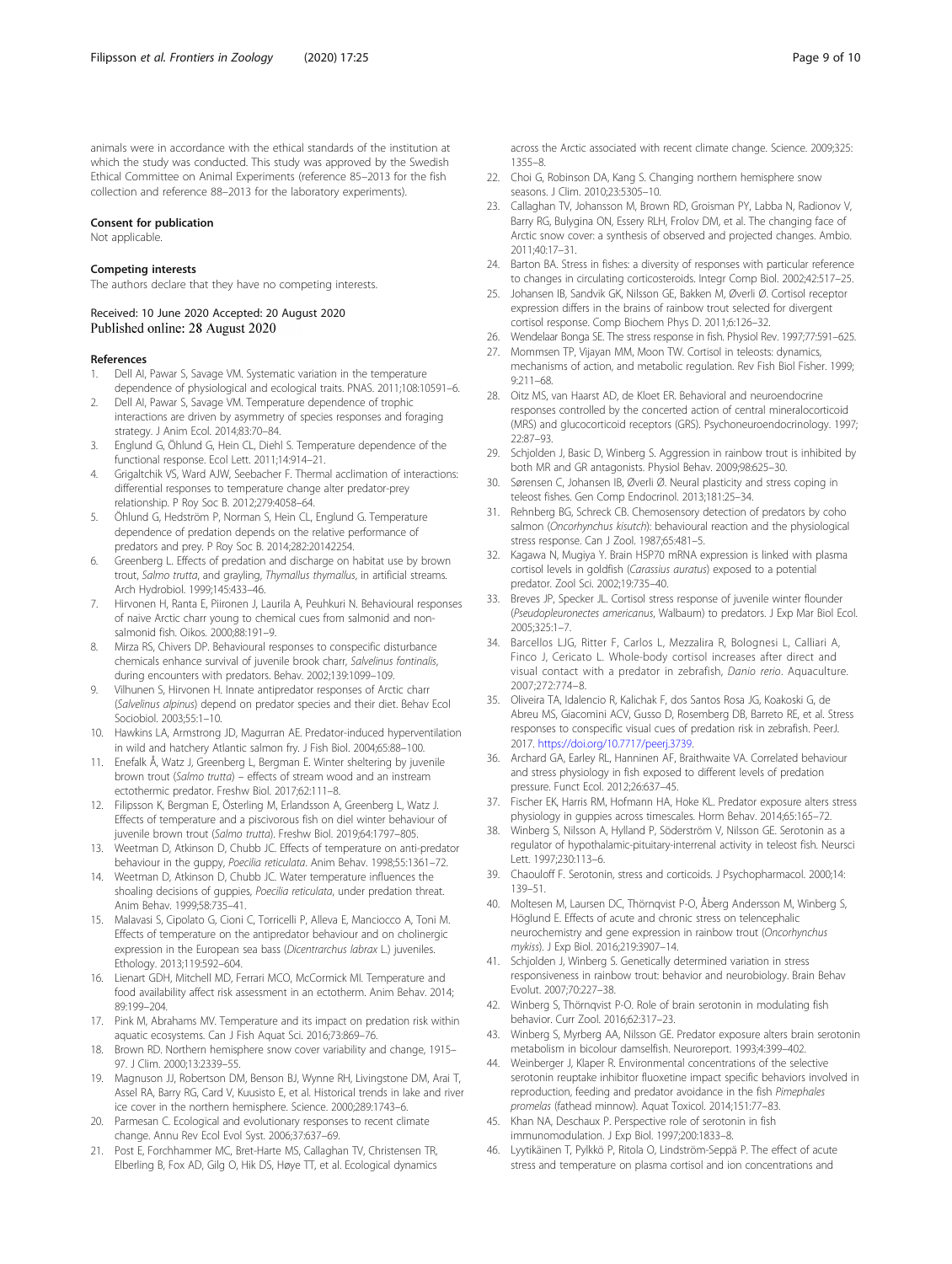animals were in accordance with the ethical standards of the institution at which the study was conducted. This study was approved by the Swedish Ethical Committee on Animal Experiments (reference 85–2013 for the fish collection and reference 88–2013 for the laboratory experiments).

#### Consent for publication

Not applicable.

#### Competing interests

The authors declare that they have no competing interests.

Received: 10 June 2020 Accepted: 20 August 2020
Published online: 28 August 2020

#### References

1. Dell AI, Pawar S, Savage VM. Systematic variation in the temperature dependence of physiological and ecological traits. PNAS. 2011;108:10591–6.
2. Dell AI, Pawar S, Savage VM. Temperature dependence of trophic interactions are driven by asymmetry of species responses and foraging strategy. J Anim Ecol. 2014;83:70–84.
3. Englund G, Öhlund G, Hein CL, Diehl S. Temperature dependence of the functional response. Ecol Lett. 2011;14:914–21.
4. Grigaltchik VS, Ward AJW, Seebacher F. Thermal acclimation of interactions: differential responses to temperature change alter predator-prey relationship. P Roy Soc B. 2012;279:4058–64.
5. Öhlund G, Hedström P, Norman S, Hein CL, Englund G. Temperature dependence of predation depends on the relative performance of predators and prey. P Roy Soc B. 2014;282:20142254.
6. Greenberg L. Effects of predation and discharge on habitat use by brown trout, *Salmo trutta*, and grayling, *Thymallus thymallus*, in artificial streams. Arch Hydrobiol. 1999;145:433–46.
7. Hirvonen H, Ranta E, Piironen J, Laurila A, Peuhkuri N. Behavioural responses of naive Arctic charr young to chemical cues from salmonid and non-salmonid fish. Oikos. 2000;88:191–9.
8. Mirza RS, Chivers DP. Behavioural responses to conspecific disturbance chemicals enhance survival of juvenile brook charr, *Salvelinus fontinalis*, during encounters with predators. Behav. 2002;139:1099–109.
9. Vilhunen S, Hirvonen H. Innate antipredator responses of Arctic charr (*Salvelinus alpinus*) depend on predator species and their diet. Behav Ecol Sociobiol. 2003;55:1–10.
10. Hawkins LA, Armstrong JD, Magurran AE. Predator-induced hyperventilation in wild and hatchery Atlantic salmon fry. J Fish Biol. 2004;65:88–100.
11. Enefalk Å, Watz J, Greenberg L, Bergman E. Winter sheltering by juvenile brown trout (*Salmo trutta*) – effects of stream wood and an instream ectothermic predator. Freshw Biol. 2017;62:111–8.
12. Filipsson K, Bergman E, Österling M, Erlandsson A, Greenberg L, Watz J. Effects of temperature and a piscivorous fish on diel winter behaviour of juvenile brown trout (*Salmo trutta*). Freshw Biol. 2019;64:1797–805.
13. Weetman D, Atkinson D, Chubb JC. Effects of temperature on anti-predator behaviour in the guppy, *Poecilia reticulata*. Anim Behav. 1998;55:1361–72.
14. Weetman D, Atkinson D, Chubb JC. Water temperature influences the shoaling decisions of guppies, *Poecilia reticulata*, under predation threat. Anim Behav. 1999;58:735–41.
15. Malavasi S, Cipolato G, Cioni C, Torricelli P, Alleva E, Manciocco A, Toni M. Effects of temperature on the antipredator behaviour and on cholinergic expression in the European sea bass (*Dicentrarchus labrax* L.) juveniles. Ethology. 2013;119:592–604.
16. Lienart GDH, Mitchell MD, Ferrari MCO, McCormick MI. Temperature and food availability affect risk assessment in an ectotherm. Anim Behav. 2014;89:199–204.
17. Pink M, Abrahams MV. Temperature and its impact on predation risk within aquatic ecosystems. Can J Fish Aquat Sci. 2016;73:869–76.
18. Brown RD. Northern hemisphere snow cover variability and change, 1915–97. J Clim. 2000;13:2339–55.
19. Magnuson JJ, Robertson DM, Benson BJ, Wynne RH, Livingstone DM, Arai T, Assel RA, Barry RG, Card V, Kuusisto E, et al. Historical trends in lake and river ice cover in the northern hemisphere. Science. 2000;289:1743–6.
20. Parmesan C. Ecological and evolutionary responses to recent climate change. Annu Rev Ecol Evol Syst. 2006;37:637–69.
21. Post E, Forchhammer MC, Bret-Harte MS, Callaghan TV, Christensen TR, Elberling B, Fox AD, Gilg O, Hik DS, Høye TT, et al. Ecological dynamics across the Arctic associated with recent climate change. Science. 2009;325:1355–8.
22. Choi G, Robinson DA, Kang S. Changing northern hemisphere snow seasons. J Clim. 2010;23:5305–10.
23. Callaghan TV, Johansson M, Brown RD, Groisman PY, Labba N, Radionov V, Barry RG, Bulygina ON, Essery RLH, Frolov DM, et al. The changing face of Arctic snow cover: a synthesis of observed and projected changes. Ambio. 2011;40:17–31.
24. Barton BA. Stress in fishes: a diversity of responses with particular reference to changes in circulating corticosteroids. Integr Comp Biol. 2002;42:517–25.
25. Johansen IB, Sandvik GK, Nilsson GE, Bakken M, Øverli Ø. Cortisol receptor expression differs in the brains of rainbow trout selected for divergent cortisol response. Comp Biochem Phys D. 2011;6:126–32.
26. Wendelaar Bonga SE. The stress response in fish. Physiol Rev. 1997;77:591–625.
27. Mommsen TP, Vijayan MM, Moon TW. Cortisol in teleosts: dynamics, mechanisms of action, and metabolic regulation. Rev Fish Biol Fisher. 1999;9:211–68.
28. Oitz MS, van Haarst AD, de Kloet ER. Behavioral and neuroendocrine responses controlled by the concerted action of central mineralocorticoid (MRS) and glucocorticoid receptors (GRS). Psychoneuroendocrinology. 1997;22:87–93.
29. Schjolden J, Basic D, Winberg S. Aggression in rainbow trout is inhibited by both MR and GR antagonists. Physiol Behav. 2009;98:625–30.
30. Sørensen C, Johansen IB, Øverli Ø. Neural plasticity and stress coping in teleost fishes. Gen Comp Endocrinol. 2013;181:25–34.
31. Rehnberg BG, Schreck CB. Chemosensory detection of predators by coho salmon (*Oncorhynchus kisutch*): behavioural reaction and the physiological stress response. Can J Zool. 1987;65:481–5.
32. Kagawa N, Mugiya Y. Brain HSP70 mRNA expression is linked with plasma cortisol levels in goldfish (*Carassius auratus*) exposed to a potential predator. Zool Sci. 2002;19:735–40.
33. Breves JP, Specker JL. Cortisol stress response of juvenile winter flounder (*Pseudopleuronectes americanus*, Walbaum) to predators. J Exp Mar Biol Ecol. 2005;325:1–7.
34. Barcellos LJG, Ritter F, Carlos L, Mezzalira R, Bolognesi L, Calliari A, Finco J, Cericato L. Whole-body cortisol increases after direct and visual contact with a predator in zebrafish, *Danio rerio*. Aquaculture. 2007;272:774–8.
35. Oliveira TA, Idalencio R, Kalichak F, dos Santos Rosa JG, Koakoski G, de Abreu MS, Giacomini ACV, Gusso D, Rosemberg DB, Barreto RE, et al. Stress responses to conspecific visual cues of predation risk in zebrafish. PeerJ. 2017. https://doi.org/10.7717/peerj.3739.
36. Archard GA, Earley RL, Hanninen AF, Braithwaite VA. Correlated behaviour and stress physiology in fish exposed to different levels of predation pressure. Funct Ecol. 2012;26:637–45.
37. Fischer EK, Harris RM, Hofmann HA, Hoke KL. Predator exposure alters stress physiology in guppies across timescales. Horm Behav. 2014;65:165–72.
38. Winberg S, Nilsson A, Hylland P, Söderström V, Nilsson GE. Serotonin as a regulator of hypothalamic-pituitary-interrenal activity in teleost fish. Neurosci Lett. 1997;230:113–6.
39. Chaouloff F. Serotonin, stress and corticoids. J Psychopharmacol. 2000;14:139–51.
40. Moltesen M, Laursen DC, Thörnqvist P-O, Åberg Andersson M, Winberg S, Höglund E. Effects of acute and chronic stress on telencephalic neurochemistry and gene expression in rainbow trout (*Oncorhynchus mykiss*). J Exp Biol. 2016;219:3907–14.
41. Schjolden J, Winberg S. Genetically determined variation in stress responsiveness in rainbow trout: behavior and neurobiology. Brain Behav Evolut. 2007;70:227–38.
42. Winberg S, Thörnqvist P-O. Role of brain serotonin in modulating fish behavior. Curr Zool. 2016;62:317–23.
43. Winberg S, Myrberg AA, Nilsson GE. Predator exposure alters brain serotonin metabolism in bicolour damselfish. Neuroreport. 1993;4:399–402.
44. Weinberger J, Klaper R. Environmental concentrations of the selective serotonin reuptake inhibitor fluoxetine impact specific behaviors involved in reproduction, feeding and predator avoidance in the fish *Pimephales promelas* (fathead minnow). Aquat Toxicol. 2014;151:77–83.
45. Khan NA, Deschaux P. Perspective role of serotonin in fish immunomodulation. J Exp Biol. 1997;200:1833–8.
46. Lyytikäinen T, Pylkkö P, Ritola O, Lindström-Seppä P. The effect of acute stress and temperature on plasma cortisol and ion concentrations and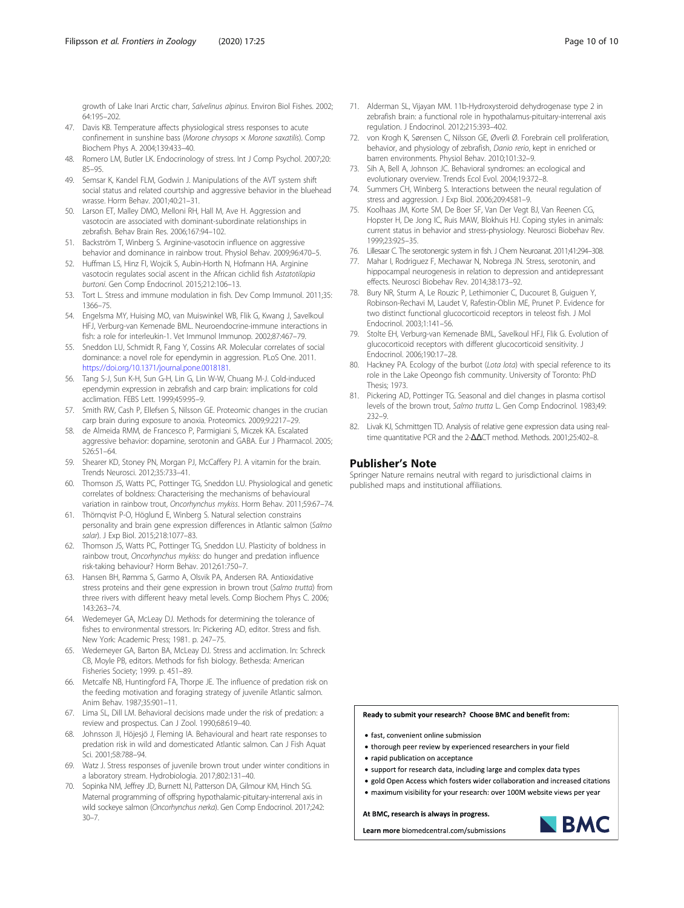growth of Lake Inari Arctic charr, *Salvelinus alpinus*. Environ Biol Fishes. 2002; 64:195–202.

47. Davis KB. Temperature affects physiological stress responses to acute confinement in sunshine bass (*Morone chrysops* × *Morone saxatilis*). Comp Biochem Phys A. 2004;139:433–40.
48. Romero LM, Butler LK. Endocrinology of stress. Int J Comp Psychol. 2007;20: 85–95.
49. Semsar K, Kandel FLM, Godwin J. Manipulations of the AVT system shift social status and related courtship and aggressive behavior in the bluehead wrasse. Horm Behav. 2001;40:21–31.
50. Larson ET, Malley DMO, Melloni RH, Hall M, Ave H. Aggression and vasotocin are associated with dominant-subordinate relationships in zebrafish. Behav Brain Res. 2006;167:94–102.
51. Backström T, Winberg S. Arginine-vasotocin influence on aggressive behavior and dominance in rainbow trout. Physiol Behav. 2009;96:470–5.
52. Huffman LS, Hinz FI, Wojcik S, Aubin-Horth N, Hofmann HA. Arginine vasotocin regulates social ascent in the African cichlid fish *Astatotilapia burtoni*. Gen Comp Endocrinol. 2015;212:106–13.
53. Tort L. Stress and immune modulation in fish. Dev Comp Immunol. 2011;35: 1366–75.
54. Engelsma MY, Huising MO, van Muiswinkel WB, Flik G, Kwang J, Savelkoul HFJ, Verburg-van Kemenade BML. Neuroendocrine-immune interactions in fish: a role for interleukin-1. Vet Immunol Immunop. 2002;87:467–79.
55. Sneddon LU, Schmidt R, Fang Y, Cossins AR. Molecular correlates of social dominance: a novel role for ependymin in aggression. PLoS One. 2011. https://doi.org/10.1371/journal.pone.0018181.
56. Tang S-J, Sun K-H, Sun G-H, Lin G, Lin W-W, Chuang M-J. Cold-induced ependymin expression in zebrafish and carp brain: implications for cold acclimation. FEBS Lett. 1999;459:95–9.
57. Smith RW, Cash P, Ellefsen S, Nilsson GE. Proteomic changes in the crucian carp brain during exposure to anoxia. Proteomics. 2009;9:2217–29.
58. de Almeida RMM, de Francesco P, Parmigiani S, Miczek KA. Escalated aggressive behavior: dopamine, serotonin and GABA. Eur J Pharmacol. 2005; 526:51–64.
59. Shearer KD, Stoney PN, Morgan PJ, McCaffery PJ. A vitamin for the brain. Trends Neurosci. 2012;35:733–41.
60. Thomson JS, Watts PC, Pottinger TG, Sneddon LU. Physiological and genetic correlates of boldness: Characterising the mechanisms of behavioural variation in rainbow trout, *Oncorhynchus mykiss*. Horm Behav. 2011;59:67–74.
61. Thörnqvist P-O, Höglund E, Winberg S. Natural selection constrains personality and brain gene expression differences in Atlantic salmon (*Salmo salar*). J Exp Biol. 2015;218:1077–83.
62. Thomson JS, Watts PC, Pottinger TG, Sneddon LU. Plasticity of boldness in rainbow trout, *Oncorhynchus mykiss*: do hunger and predation influence risk-taking behaviour? Horm Behav. 2012;61:750–7.
63. Hansen BH, Rømma S, Garmo A, Olsvik PA, Andersen RA. Antioxidative stress proteins and their gene expression in brown trout (*Salmo trutta*) from three rivers with different heavy metal levels. Comp Biochem Phys C. 2006; 143:263–74.
64. Wedemeyer GA, McLeay DJ. Methods for determining the tolerance of fishes to environmental stressors. In: Pickering AD, editor. Stress and fish. New York: Academic Press; 1981. p. 247–75.
65. Wedemeyer GA, Barton BA, McLeay DJ. Stress and acclimation. In: Schreck CB, Moyle PB, editors. Methods for fish biology. Bethesda: American Fisheries Society; 1999. p. 451–89.
66. Metcalfe NB, Huntingford FA, Thorpe JE. The influence of predation risk on the feeding motivation and foraging strategy of juvenile Atlantic salmon. Anim Behav. 1987;35:901–11.
67. Lima SL, Dill LM. Behavioral decisions made under the risk of predation: a review and prospectus. Can J Zool. 1990;68:619–40.
68. Johnsson JI, Höjesjö J, Fleming IA. Behavioural and heart rate responses to predation risk in wild and domesticated Atlantic salmon. Can J Fish Aquat Sci. 2001;58:788–94.
69. Watz J. Stress responses of juvenile brown trout under winter conditions in a laboratory stream. Hydrobiologia. 2017;802:131–40.
70. Sopinka NM, Jeffrey JD, Burnett NJ, Patterson DA, Gilmour KM, Hinch SG. Maternal programming of offspring hypothalamic-pituitary-interrenal axis in wild sockeye salmon (*Oncorhynchus nerka*). Gen Comp Endocrinol. 2017;242: 30–7.
71. Alderman SL, Vijayan MM. 11b-Hydroxysteroid dehydrogenase type 2 in zebrafish brain: a functional role in hypothalamus-pituitary-interrenal axis regulation. J Endocrinol. 2012;215:393–402.
72. von Krogh K, Sørensen C, Nilsson GE, Øverli Ø. Forebrain cell proliferation, behavior, and physiology of zebrafish, *Danio rerio*, kept in enriched or barren environments. Physiol Behav. 2010;101:32–9.
73. Sih A, Bell A, Johnson JC. Behavioral syndromes: an ecological and evolutionary overview. Trends Ecol Evol. 2004;19:372–8.
74. Summers CH, Winberg S. Interactions between the neural regulation of stress and aggression. J Exp Biol. 2006;209:4581–9.
75. Koolhaas JM, Korte SM, De Boer SF, Van Der Vegt BJ, Van Reenen CG, Hopster H, De Jong IC, Ruis MAW, Blokhuis HJ. Coping styles in animals: current status in behavior and stress-physiology. Neurosci Biobehav Rev. 1999;23:925–35.
76. Lillesaar C. The serotonergic system in fish. J Chem Neuroanat. 2011;41:294–308.
77. Mahar I, Rodriguez F, Mechawar N, Nobrega JN. Stress, serotonin, and hippocampal neurogenesis in relation to depression and antidepressant effects. Neurosci Biobehav Rev. 2014;38:173–92.
78. Bury NR, Sturm A, Le Rouzic P, Lethimonier C, Ducouret B, Guiguen Y, Robinson-Rechavi M, Laudet V, Rafestin-Oblin ME, Prunet P. Evidence for two distinct functional glucocorticoid receptors in teleost fish. J Mol Endocrinol. 2003;1:141–56.
79. Stolte EH, Verburg-van Kemenade BML, Savelkoul HFJ, Flik G. Evolution of glucocorticoid receptors with different glucocorticoid sensitivity. J Endocrinol. 2006;190:17–28.
80. Hackney PA. Ecology of the burbot (*Lota lota*) with special reference to its role in the Lake Opeongo fish community. University of Toronto: PhD Thesis; 1973.
81. Pickering AD, Pottinger TG. Seasonal and diel changes in plasma cortisol levels of the brown trout, *Salmo trutta* L. Gen Comp Endocrinol. 1983;49: 232–9.
82. Livak KJ, Schmittgen TD. Analysis of relative gene expression data using real-time quantitative PCR and the 2-ΔΔCT method. Methods. 2001;25:402–8.

## Publisher's Note

Springer Nature remains neutral with regard to jurisdictional claims in published maps and institutional affiliations.

**Ready to submit your research? Choose BMC and benefit from:**

- fast, convenient online submission
- thorough peer review by experienced researchers in your field
- rapid publication on acceptance
- support for research data, including large and complex data types
- gold Open Access which fosters wider collaboration and increased citations
- maximum visibility for your research: over 100M website views per year

**At BMC, research is always in progress.**

**Learn more** biomedcentral.com/submissions

BMC